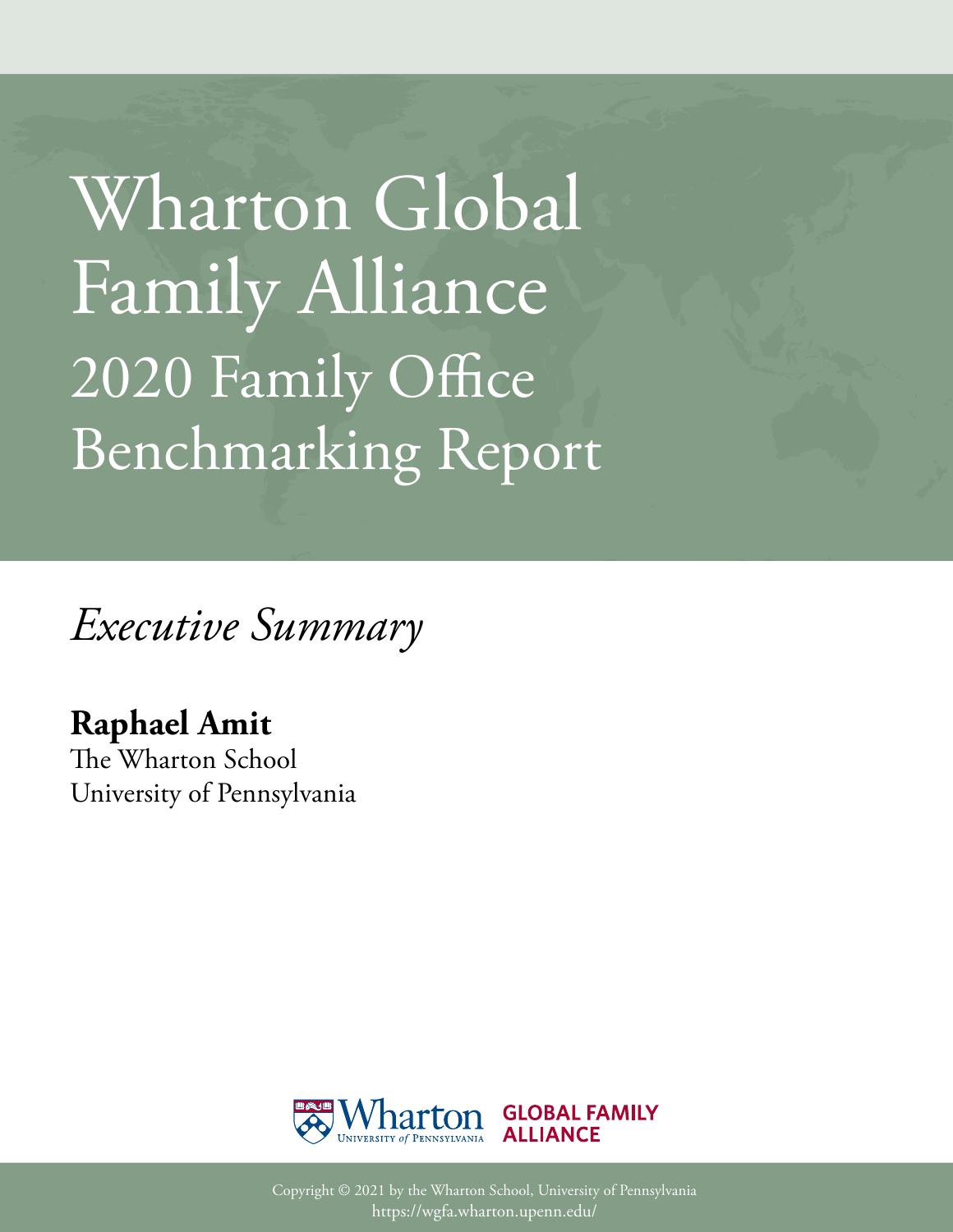# Wharton Global Family Alliance

## 2020 Family Office Benchmarking Report

*Executive Summary*

**Raphael Amit**
The Wharton School
University of Pennsylvania

Wharton University *of* Pennsylvania GLOBAL FAMILY ALLIANCE

Copyright © 2021 by the Wharton School, University of Pennsylvania
https://wgfa.wharton.upenn.edu/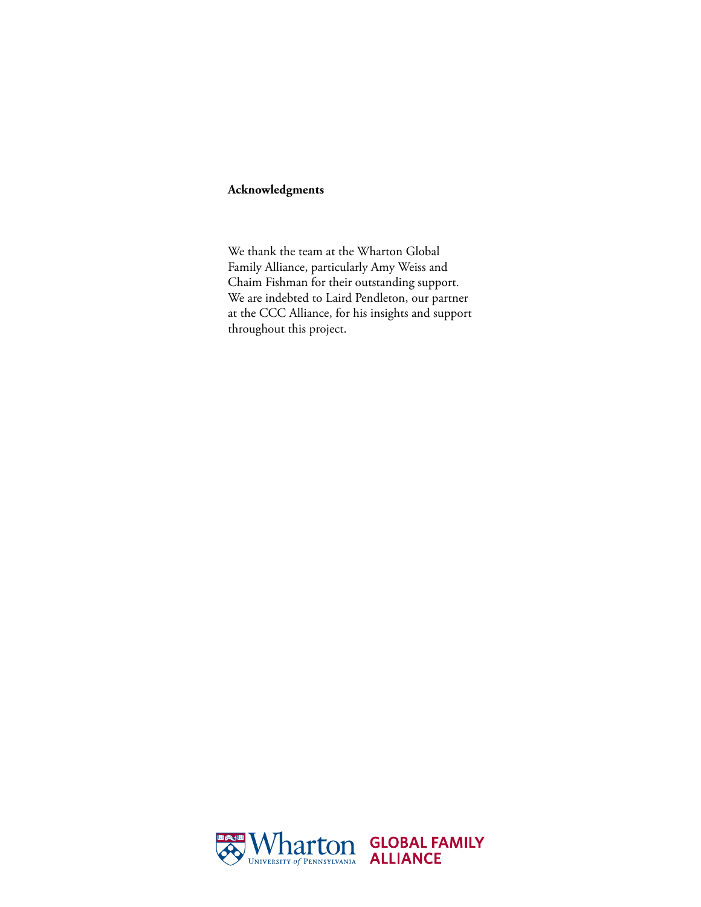**Acknowledgments**

We thank the team at the Wharton Global Family Alliance, particularly Amy Weiss and Chaim Fishman for their outstanding support. We are indebted to Laird Pendleton, our partner at the CCC Alliance, for his insights and support throughout this project.

Wharton UNIVERSITY of PENNSYLVANIA GLOBAL FAMILY ALLIANCE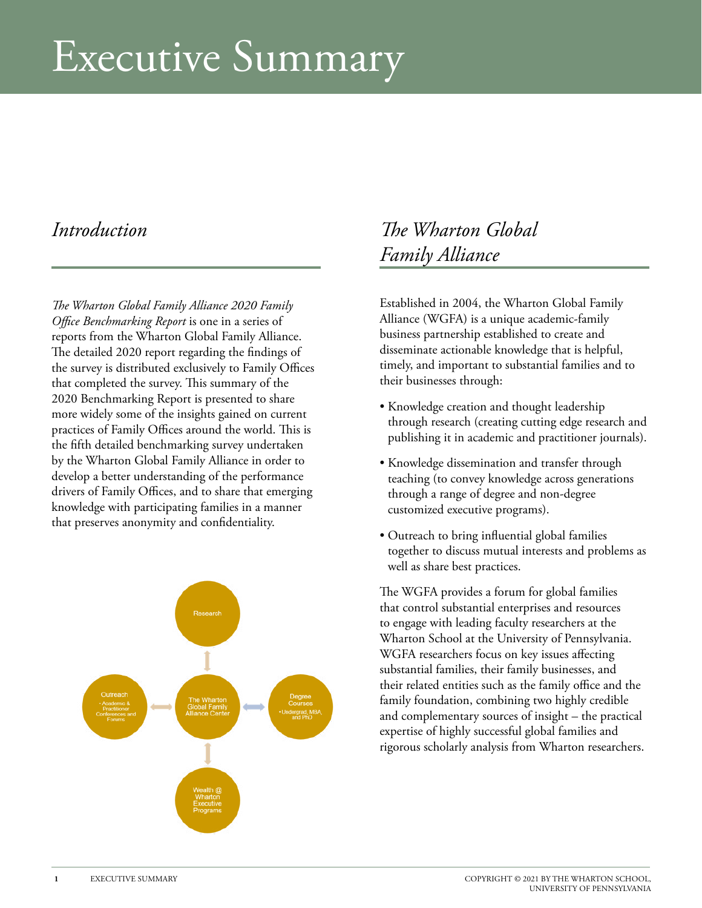# Executive Summary

## *Introduction*

*The Wharton Global Family Alliance 2020 Family Office Benchmarking Report* is one in a series of reports from the Wharton Global Family Alliance. The detailed 2020 report regarding the findings of the survey is distributed exclusively to Family Offices that completed the survey. This summary of the 2020 Benchmarking Report is presented to share more widely some of the insights gained on current practices of Family Offices around the world. This is the fifth detailed benchmarking survey undertaken by the Wharton Global Family Alliance in order to develop a better understanding of the performance drivers of Family Offices, and to share that emerging knowledge with participating families in a manner that preserves anonymity and confidentiality.

Research

Outreach
- Academic & Practitioner Conferences and Forums

The Wharton Global Family Alliance Center

Degree Courses
- Undergrad, MBA, and PhD

Wealth @ Wharton Executive Programs

## *The Wharton Global Family Alliance*

Established in 2004, the Wharton Global Family Alliance (WGFA) is a unique academic-family business partnership established to create and disseminate actionable knowledge that is helpful, timely, and important to substantial families and to their businesses through:

- Knowledge creation and thought leadership through research (creating cutting edge research and publishing it in academic and practitioner journals).
- Knowledge dissemination and transfer through teaching (to convey knowledge across generations through a range of degree and non-degree customized executive programs).
- Outreach to bring influential global families together to discuss mutual interests and problems as well as share best practices.

The WGFA provides a forum for global families that control substantial enterprises and resources to engage with leading faculty researchers at the Wharton School at the University of Pennsylvania. WGFA researchers focus on key issues affecting substantial families, their family businesses, and their related entities such as the family office and the family foundation, combining two highly credible and complementary sources of insight – the practical expertise of highly successful global families and rigorous scholarly analysis from Wharton researchers.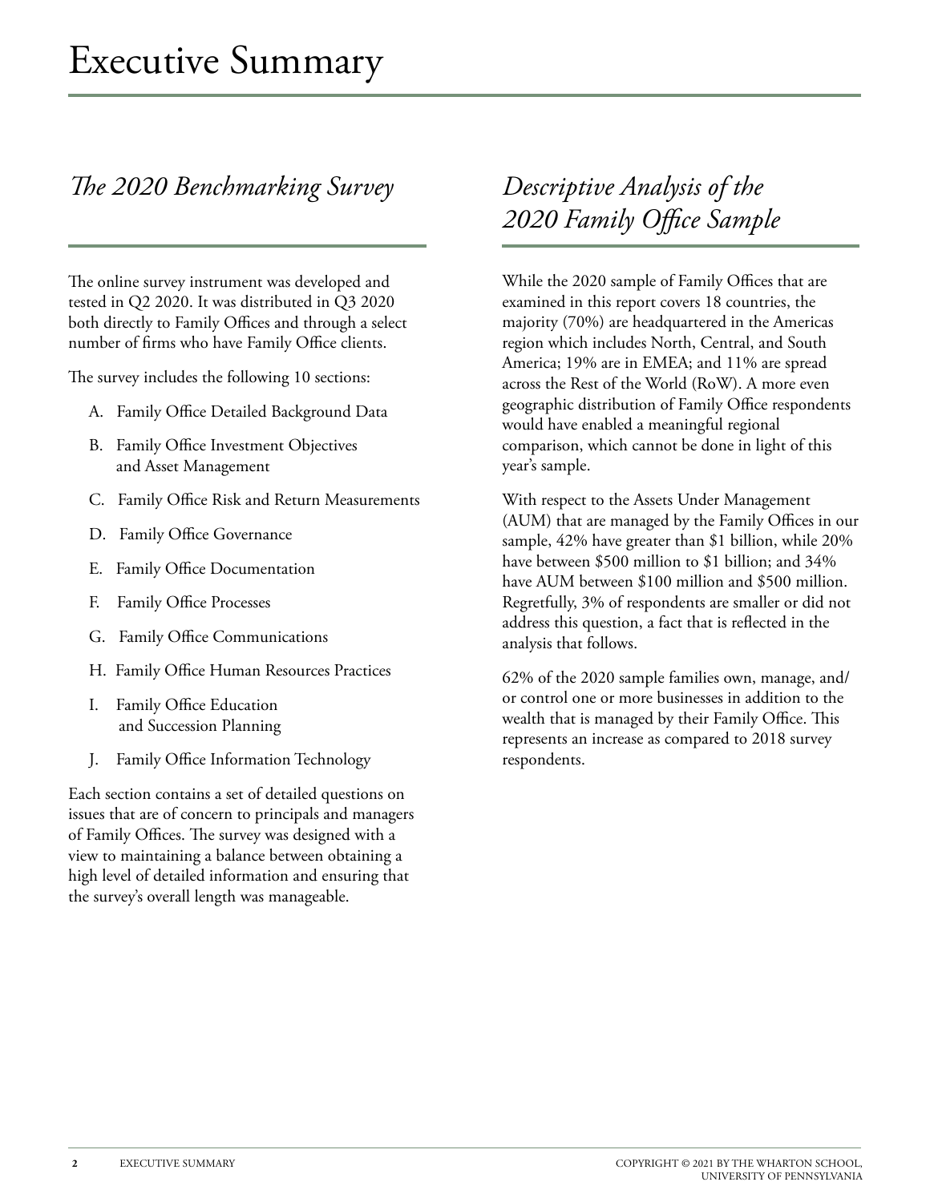# Executive Summary

## *The 2020 Benchmarking Survey*

The online survey instrument was developed and tested in Q2 2020. It was distributed in Q3 2020 both directly to Family Offices and through a select number of firms who have Family Office clients.

The survey includes the following 10 sections:

A. Family Office Detailed Background Data

B. Family Office Investment Objectives and Asset Management

C. Family Office Risk and Return Measurements

D. Family Office Governance

E. Family Office Documentation

F. Family Office Processes

G. Family Office Communications

H. Family Office Human Resources Practices

I. Family Office Education and Succession Planning

J. Family Office Information Technology

Each section contains a set of detailed questions on issues that are of concern to principals and managers of Family Offices. The survey was designed with a view to maintaining a balance between obtaining a high level of detailed information and ensuring that the survey's overall length was manageable.

## *Descriptive Analysis of the 2020 Family Office Sample*

While the 2020 sample of Family Offices that are examined in this report covers 18 countries, the majority (70%) are headquartered in the Americas region which includes North, Central, and South America; 19% are in EMEA; and 11% are spread across the Rest of the World (RoW). A more even geographic distribution of Family Office respondents would have enabled a meaningful regional comparison, which cannot be done in light of this year's sample.

With respect to the Assets Under Management (AUM) that are managed by the Family Offices in our sample, 42% have greater than $1 billion, while 20% have between $500 million to $1 billion; and 34% have AUM between $100 million and $500 million. Regretfully, 3% of respondents are smaller or did not address this question, a fact that is reflected in the analysis that follows.

62% of the 2020 sample families own, manage, and/or control one or more businesses in addition to the wealth that is managed by their Family Office. This represents an increase as compared to 2018 survey respondents.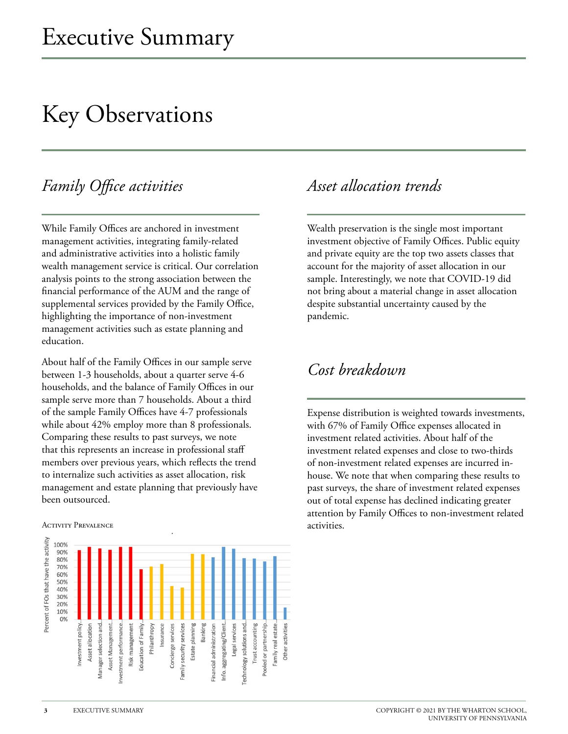# Executive Summary

# Key Observations

## *Family Office activities*

While Family Offices are anchored in investment management activities, integrating family-related and administrative activities into a holistic family wealth management service is critical. Our correlation analysis points to the strong association between the financial performance of the AUM and the range of supplemental services provided by the Family Office, highlighting the importance of non-investment management activities such as estate planning and education.

About half of the Family Offices in our sample serve between 1-3 households, about a quarter serve 4-6 households, and the balance of Family Offices in our sample serve more than 7 households. About a third of the sample Family Offices have 4-7 professionals while about 42% employ more than 8 professionals. Comparing these results to past surveys, we note that this represents an increase in professional staff members over previous years, which reflects the trend to internalize such activities as asset allocation, risk management and estate planning that previously have been outsourced.

Activity Prevalence

## *Asset allocation trends*

Wealth preservation is the single most important investment objective of Family Offices. Public equity and private equity are the top two assets classes that account for the majority of asset allocation in our sample. Interestingly, we note that COVID-19 did not bring about a material change in asset allocation despite substantial uncertainty caused by the pandemic.

## *Cost breakdown*

Expense distribution is weighted towards investments, with 67% of Family Office expenses allocated in investment related activities. About half of the investment related expenses and close to two-thirds of non-investment related expenses are incurred in-house. We note that when comparing these results to past surveys, the share of investment related expenses out of total expense has declined indicating greater attention by Family Offices to non-investment related activities.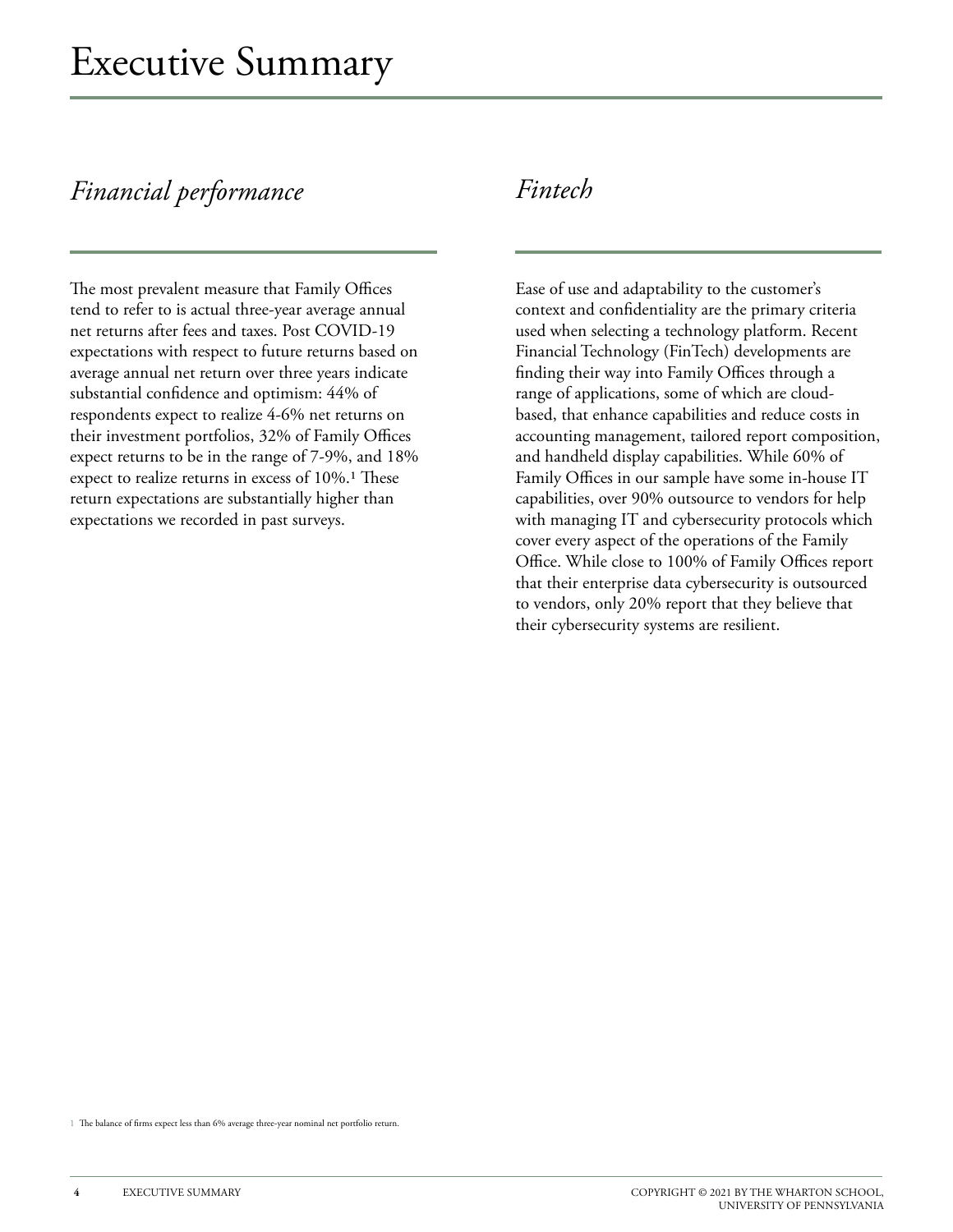# Executive Summary

## *Financial performance*

The most prevalent measure that Family Offices tend to refer to is actual three-year average annual net returns after fees and taxes. Post COVID-19 expectations with respect to future returns based on average annual net return over three years indicate substantial confidence and optimism: 44% of respondents expect to realize 4-6% net returns on their investment portfolios, 32% of Family Offices expect returns to be in the range of 7-9%, and 18% expect to realize returns in excess of 10%.[1] These return expectations are substantially higher than expectations we recorded in past surveys.

## *Fintech*

Ease of use and adaptability to the customer's context and confidentiality are the primary criteria used when selecting a technology platform. Recent Financial Technology (FinTech) developments are finding their way into Family Offices through a range of applications, some of which are cloud-based, that enhance capabilities and reduce costs in accounting management, tailored report composition, and handheld display capabilities. While 60% of Family Offices in our sample have some in-house IT capabilities, over 90% outsource to vendors for help with managing IT and cybersecurity protocols which cover every aspect of the operations of the Family Office. While close to 100% of Family Offices report that their enterprise data cybersecurity is outsourced to vendors, only 20% report that they believe that their cybersecurity systems are resilient.

[1] The balance of firms expect less than 6% average three-year nominal net portfolio return.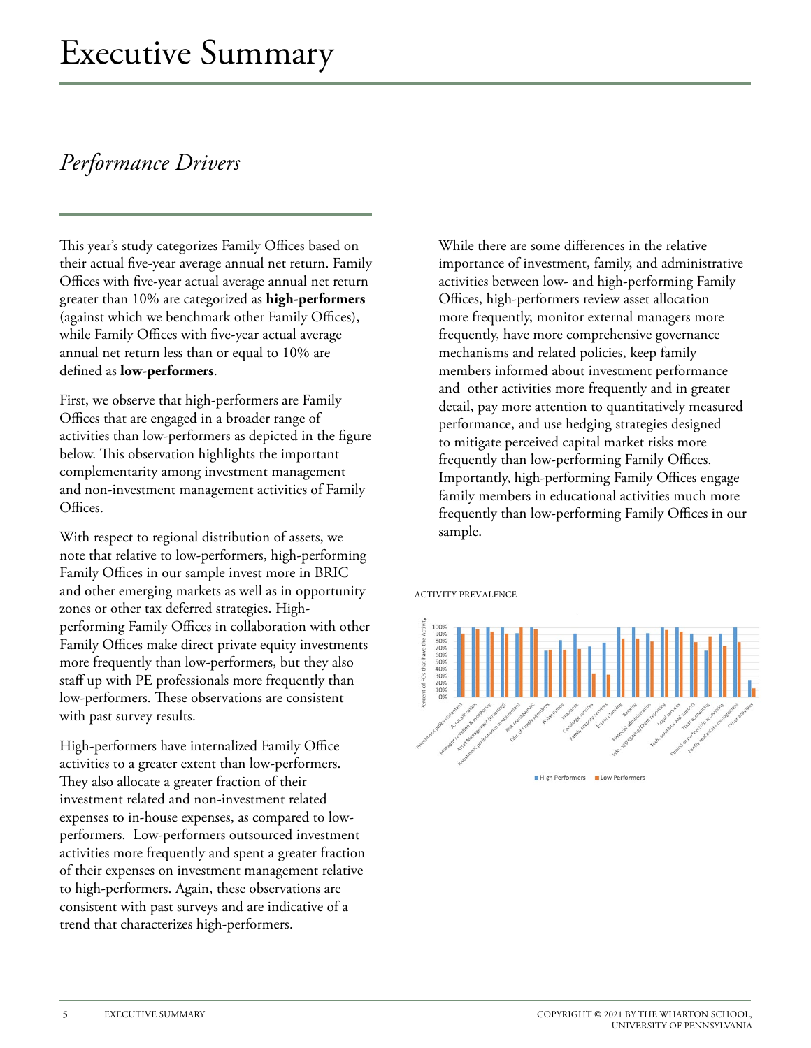# Executive Summary

## *Performance Drivers*

This year's study categorizes Family Offices based on their actual five-year average annual net return. Family Offices with five-year actual average annual net return greater than 10% are categorized as **high-performers** (against which we benchmark other Family Offices), while Family Offices with five-year actual average annual net return less than or equal to 10% are defined as **low-performers**.

First, we observe that high-performers are Family Offices that are engaged in a broader range of activities than low-performers as depicted in the figure below. This observation highlights the important complementarity among investment management and non-investment management activities of Family Offices.

With respect to regional distribution of assets, we note that relative to low-performers, high-performing Family Offices in our sample invest more in BRIC and other emerging markets as well as in opportunity zones or other tax deferred strategies. High-performing Family Offices in collaboration with other Family Offices make direct private equity investments more frequently than low-performers, but they also staff up with PE professionals more frequently than low-performers. These observations are consistent with past survey results.

High-performers have internalized Family Office activities to a greater extent than low-performers. They also allocate a greater fraction of their investment related and non-investment related expenses to in-house expenses, as compared to low-performers. Low-performers outsourced investment activities more frequently and spent a greater fraction of their expenses on investment management relative to high-performers. Again, these observations are consistent with past surveys and are indicative of a trend that characterizes high-performers.

While there are some differences in the relative importance of investment, family, and administrative activities between low- and high-performing Family Offices, high-performers review asset allocation more frequently, monitor external managers more frequently, have more comprehensive governance mechanisms and related policies, keep family members informed about investment performance and other activities more frequently and in greater detail, pay more attention to quantitatively measured performance, and use hedging strategies designed to mitigate perceived capital market risks more frequently than low-performing Family Offices. Importantly, high-performing Family Offices engage family members in educational activities much more frequently than low-performing Family Offices in our sample.

ACTIVITY PREVALENCE

Percent of FOs that have the Activity

Investment policy statement, Asset allocation, Manager selection & monitoring, Asset Management (Investing), Investment performance measurement, Risk management, Edu. of Family Members, Philanthropy, Insurance, Concierge services, Family security services, Estate planning, Banking, Financial administration, Info. aggregation/Client reporting, Legal services, Tech. solutions and support, Trust accounting, Pooled or partnership accounting, Family real estate management, Other activities

High Performers / Low Performers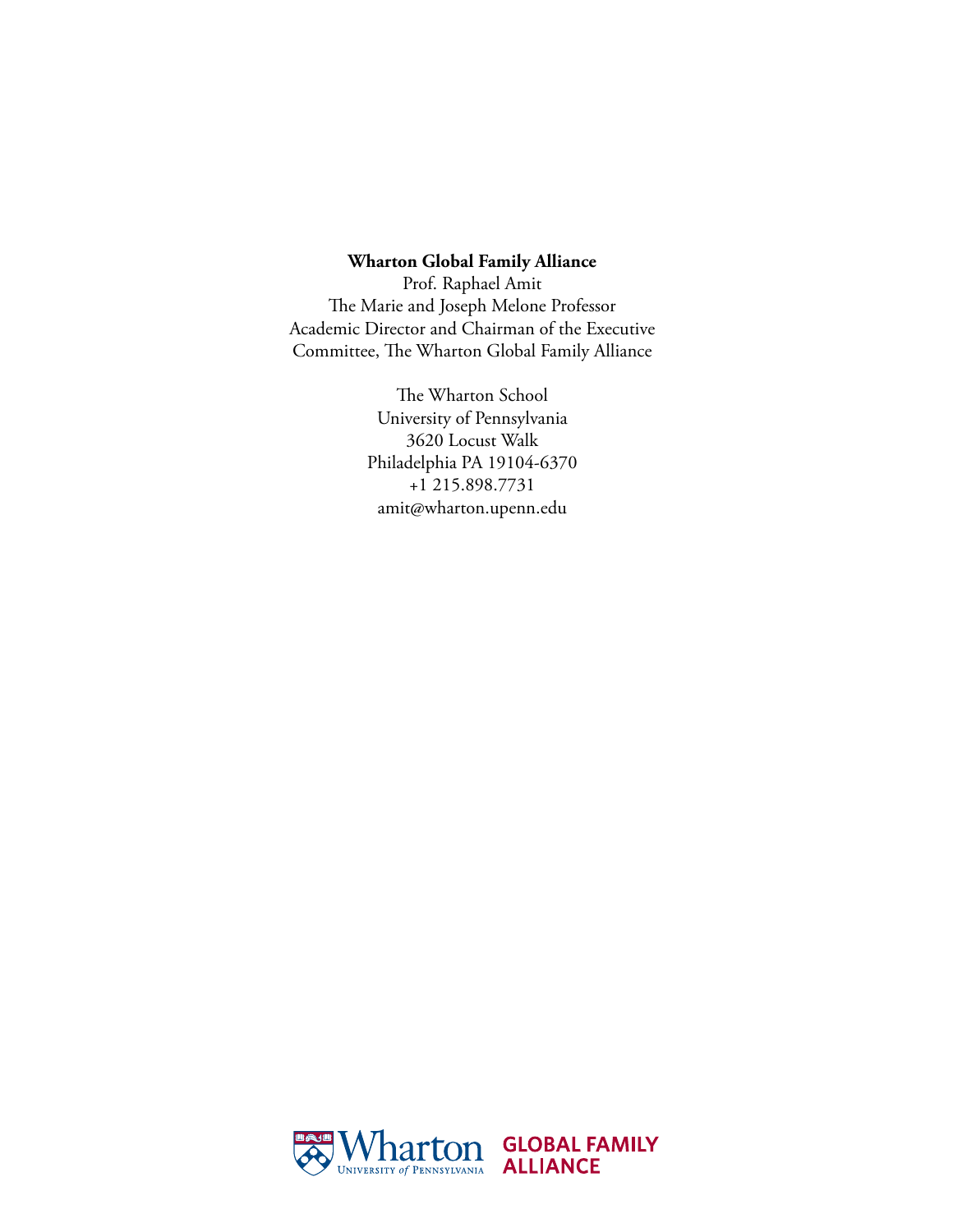**Wharton Global Family Alliance**
Prof. Raphael Amit
The Marie and Joseph Melone Professor
Academic Director and Chairman of the Executive Committee, The Wharton Global Family Alliance

The Wharton School
University of Pennsylvania
3620 Locust Walk
Philadelphia PA 19104-6370
+1 215.898.7731
amit@wharton.upenn.edu

Wharton
University of Pennsylvania
GLOBAL FAMILY ALLIANCE